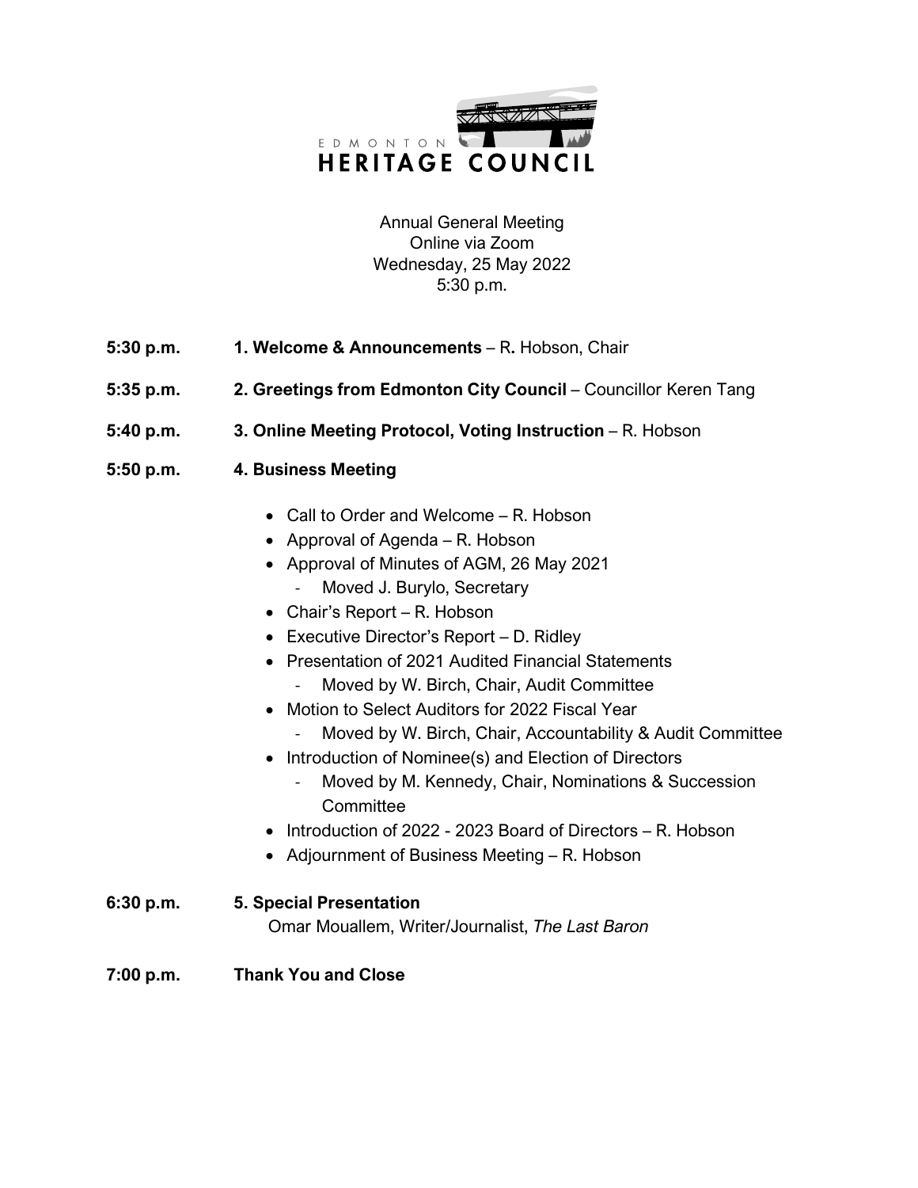EDMONTON
HERITAGE COUNCIL

Annual General Meeting
Online via Zoom
Wednesday, 25 May 2022
5:30 p.m.

**5:30 p.m.** **1. Welcome & Announcements** – R**.** Hobson, Chair

**5:35 p.m.** **2. Greetings from Edmonton City Council** – Councillor Keren Tang

**5:40 p.m.** **3. Online Meeting Protocol, Voting Instruction** – R. Hobson

**5:50 p.m.** **4. Business Meeting**

- Call to Order and Welcome – R. Hobson
- Approval of Agenda – R. Hobson
- Approval of Minutes of AGM, 26 May 2021
  - Moved J. Burylo, Secretary
- Chair's Report – R. Hobson
- Executive Director's Report – D. Ridley
- Presentation of 2021 Audited Financial Statements
  - Moved by W. Birch, Chair, Audit Committee
- Motion to Select Auditors for 2022 Fiscal Year
  - Moved by W. Birch, Chair, Accountability & Audit Committee
- Introduction of Nominee(s) and Election of Directors
  - Moved by M. Kennedy, Chair, Nominations & Succession Committee
- Introduction of 2022 - 2023 Board of Directors – R. Hobson
- Adjournment of Business Meeting – R. Hobson

**6:30 p.m.** **5. Special Presentation**
Omar Mouallem, Writer/Journalist, *The Last Baron*

**7:00 p.m.** **Thank You and Close**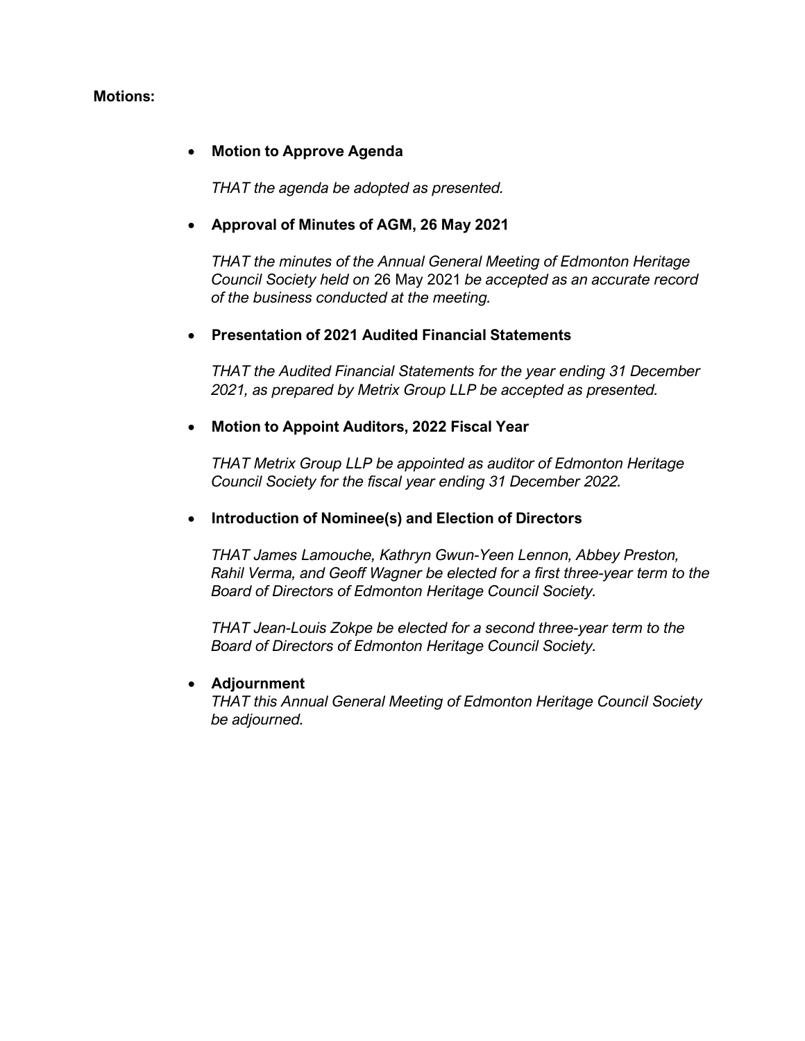**Motions:**

- **Motion to Approve Agenda**

  *THAT the agenda be adopted as presented.*

- **Approval of Minutes of AGM, 26 May 2021**

  *THAT the minutes of the Annual General Meeting of Edmonton Heritage Council Society held on* 26 May 2021 *be accepted as an accurate record of the business conducted at the meeting.*

- **Presentation of 2021 Audited Financial Statements**

  *THAT the Audited Financial Statements for the year ending 31 December 2021, as prepared by Metrix Group LLP be accepted as presented.*

- **Motion to Appoint Auditors, 2022 Fiscal Year**

  *THAT Metrix Group LLP be appointed as auditor of Edmonton Heritage Council Society for the fiscal year ending 31 December 2022.*

- **Introduction of Nominee(s) and Election of Directors**

  *THAT James Lamouche, Kathryn Gwun-Yeen Lennon, Abbey Preston, Rahil Verma, and Geoff Wagner be elected for a first three-year term to the Board of Directors of Edmonton Heritage Council Society.*

  *THAT Jean-Louis Zokpe be elected for a second three-year term to the Board of Directors of Edmonton Heritage Council Society.*

- **Adjournment**

  *THAT this Annual General Meeting of Edmonton Heritage Council Society be adjourned.*